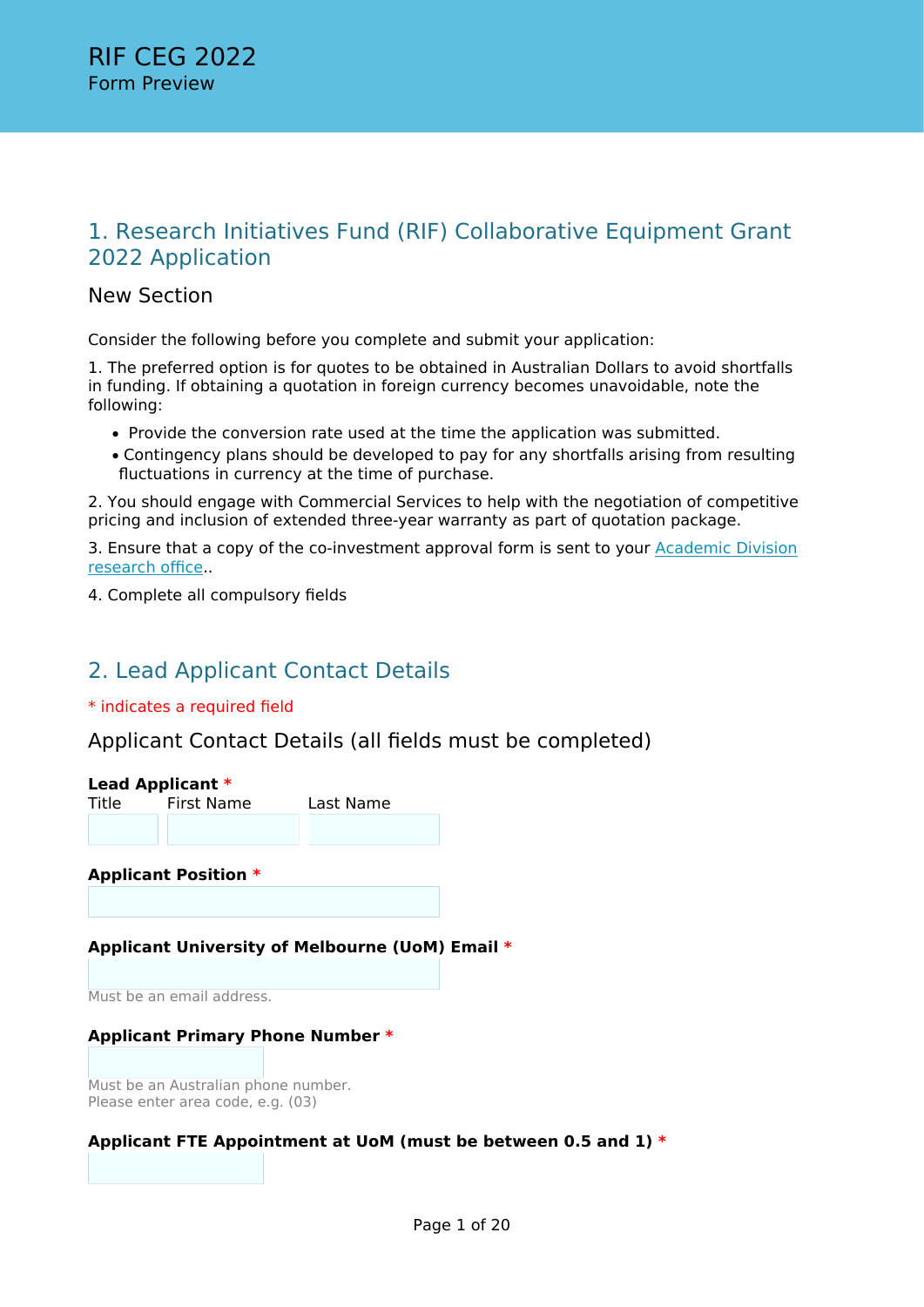# RIF CEG 2022

Form Preview

## 1. Research Initiatives Fund (RIF) Collaborative Equipment Grant 2022 Application

### New Section

Consider the following before you complete and submit your application:

1. The preferred option is for quotes to be obtained in Australian Dollars to avoid shortfalls in funding. If obtaining a quotation in foreign currency becomes unavoidable, note the following:

- Provide the conversion rate used at the time the application was submitted.
- Contingency plans should be developed to pay for any shortfalls arising from resulting fluctuations in currency at the time of purchase.

2. You should engage with Commercial Services to help with the negotiation of competitive pricing and inclusion of extended three-year warranty as part of quotation package.

3. Ensure that a copy of the co-investment approval form is sent to your Academic Division research office..

4. Complete all compulsory fields

## 2. Lead Applicant Contact Details

* indicates a required field

### Applicant Contact Details (all fields must be completed)

**Lead Applicant** *

| Title | First Name | Last Name |
| --- | --- | --- |
| | | |

**Applicant Position** *

**Applicant University of Melbourne (UoM) Email** *

Must be an email address.

**Applicant Primary Phone Number** *

Must be an Australian phone number.
Please enter area code, e.g. (03)

**Applicant FTE Appointment at UoM (must be between 0.5 and 1)** *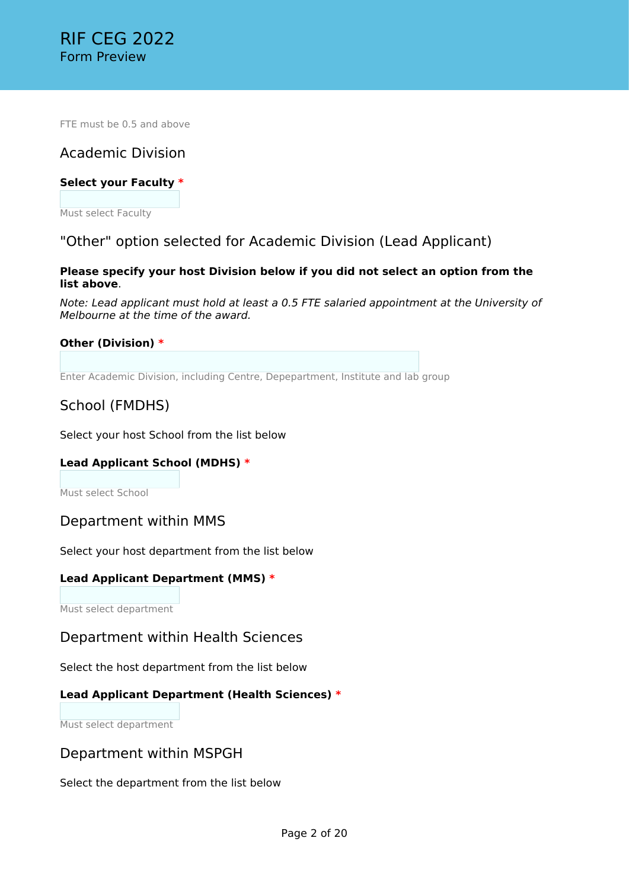FTE must be 0.5 and above

## Academic Division

**Select your Faculty** *

Must select Faculty

## "Other" option selected for Academic Division (Lead Applicant)

**Please specify your host Division below if you did not select an option from the list above**.

*Note: Lead applicant must hold at least a 0.5 FTE salaried appointment at the University of Melbourne at the time of the award.*

**Other (Division)** *

Enter Academic Division, including Centre, Depepartment, Institute and lab group

## School (FMDHS)

Select your host School from the list below

**Lead Applicant School (MDHS)** *

Must select School

## Department within MMS

Select your host department from the list below

**Lead Applicant Department (MMS)** *

Must select department

## Department within Health Sciences

Select the host department from the list below

**Lead Applicant Department (Health Sciences)** *

Must select department

## Department within MSPGH

Select the department from the list below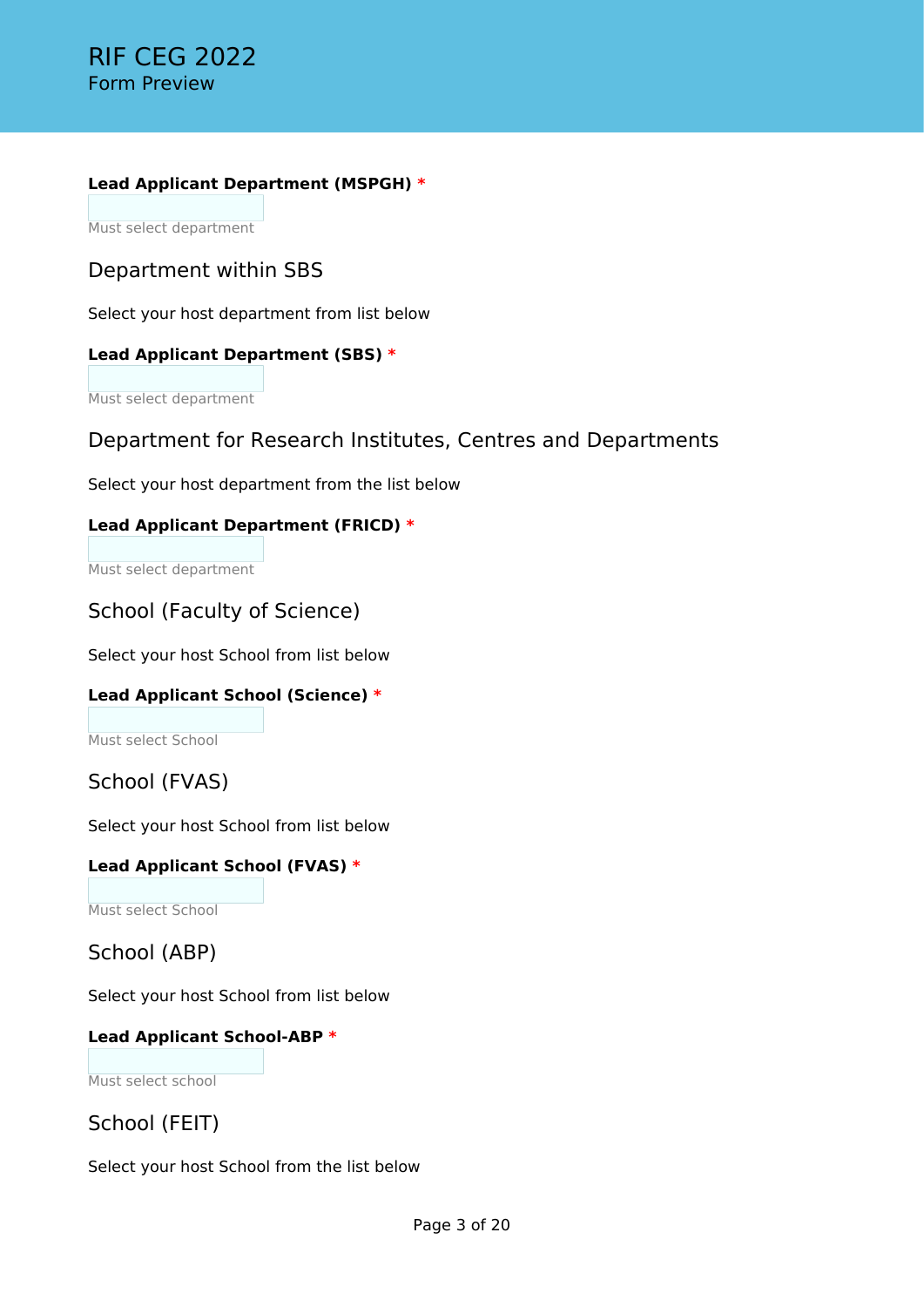**Lead Applicant Department (MSPGH)** *

Must select department

## Department within SBS

Select your host department from list below

**Lead Applicant Department (SBS)** *

Must select department

## Department for Research Institutes, Centres and Departments

Select your host department from the list below

**Lead Applicant Department (FRICD)** *

Must select department

## School (Faculty of Science)

Select your host School from list below

**Lead Applicant School (Science)** *

Must select School

## School (FVAS)

Select your host School from list below

**Lead Applicant School (FVAS)** *

Must select School

## School (ABP)

Select your host School from list below

**Lead Applicant School-ABP** *

Must select school

## School (FEIT)

Select your host School from the list below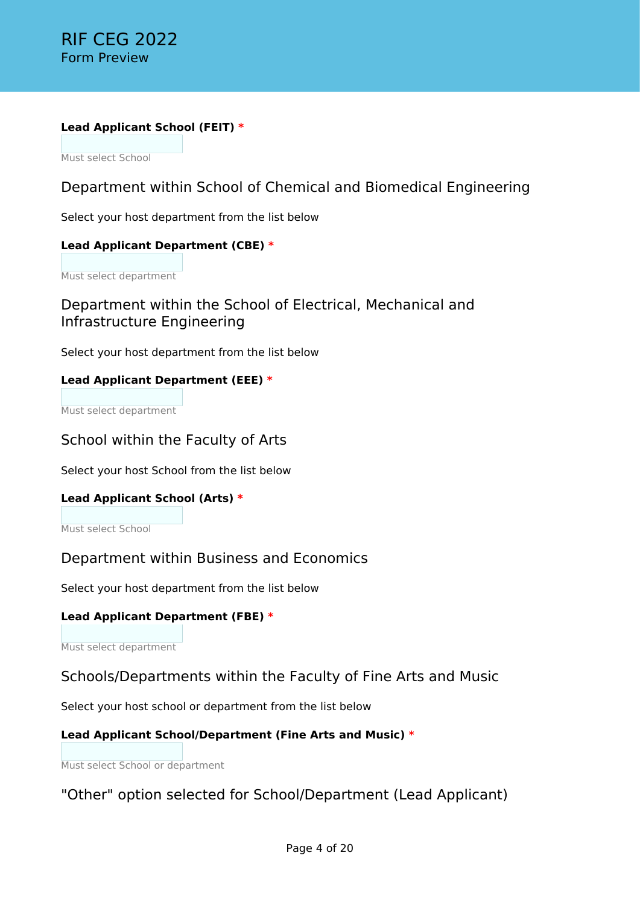**Lead Applicant School (FEIT)** *

Must select School

## Department within School of Chemical and Biomedical Engineering

Select your host department from the list below

**Lead Applicant Department (CBE)** *

Must select department

## Department within the School of Electrical, Mechanical and Infrastructure Engineering

Select your host department from the list below

**Lead Applicant Department (EEE)** *

Must select department

## School within the Faculty of Arts

Select your host School from the list below

**Lead Applicant School (Arts)** *

Must select School

## Department within Business and Economics

Select your host department from the list below

**Lead Applicant Department (FBE)** *

Must select department

## Schools/Departments within the Faculty of Fine Arts and Music

Select your host school or department from the list below

**Lead Applicant School/Department (Fine Arts and Music)** *

Must select School or department

## "Other" option selected for School/Department (Lead Applicant)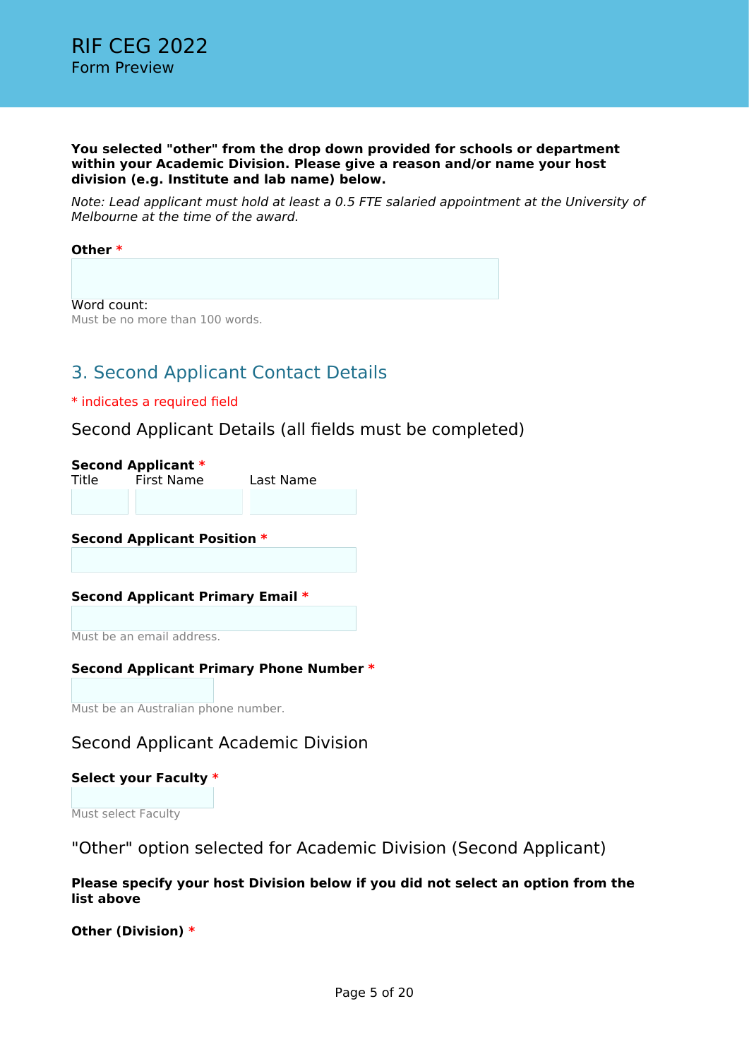**You selected "other" from the drop down provided for schools or department within your Academic Division. Please give a reason and/or name your host division (e.g. Institute and lab name) below.**

*Note: Lead applicant must hold at least a 0.5 FTE salaried appointment at the University of Melbourne at the time of the award.*

**Other** *

Word count:
Must be no more than 100 words.

## 3. Second Applicant Contact Details

* indicates a required field

### Second Applicant Details (all fields must be completed)

**Second Applicant** *

| Title | First Name | Last Name |
|---|---|---|
| | | |

**Second Applicant Position** *

**Second Applicant Primary Email** *

Must be an email address.

**Second Applicant Primary Phone Number** *

Must be an Australian phone number.

### Second Applicant Academic Division

**Select your Faculty** *

Must select Faculty

### "Other" option selected for Academic Division (Second Applicant)

**Please specify your host Division below if you did not select an option from the list above**

**Other (Division)** *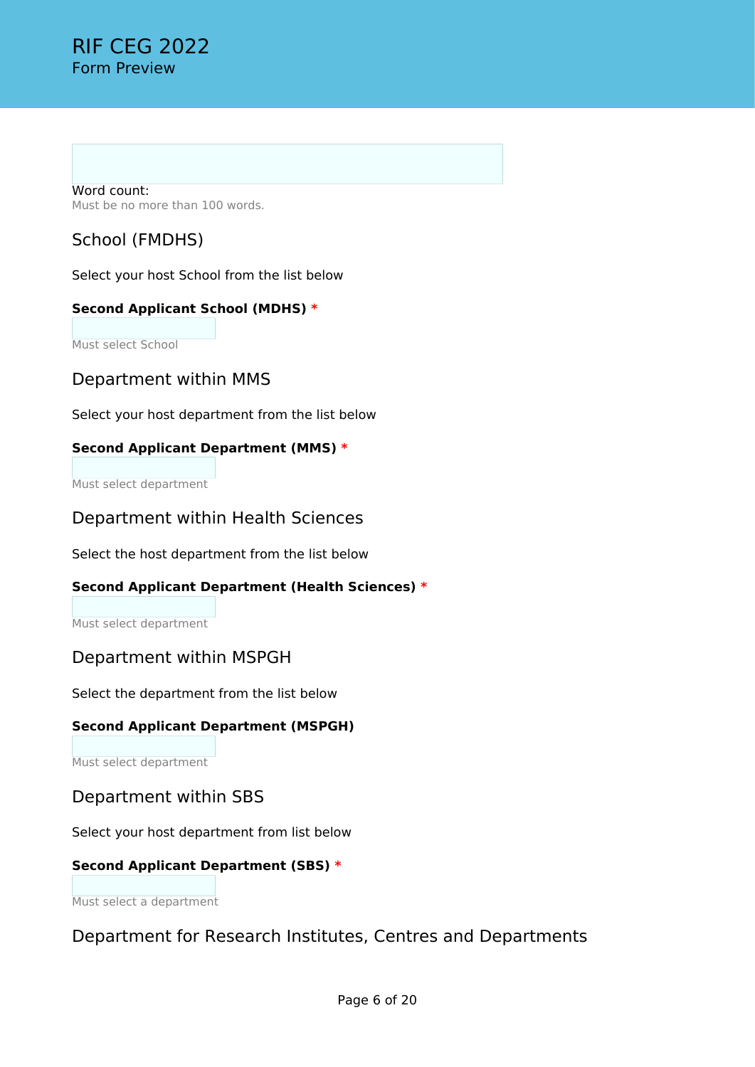Word count:
Must be no more than 100 words.

## School (FMDHS)

Select your host School from the list below

**Second Applicant School (MDHS)** *

Must select School

## Department within MMS

Select your host department from the list below

**Second Applicant Department (MMS)** *

Must select department

## Department within Health Sciences

Select the host department from the list below

**Second Applicant Department (Health Sciences)** *

Must select department

## Department within MSPGH

Select the department from the list below

**Second Applicant Department (MSPGH)**

Must select department

## Department within SBS

Select your host department from list below

**Second Applicant Department (SBS)** *

Must select a department

## Department for Research Institutes, Centres and Departments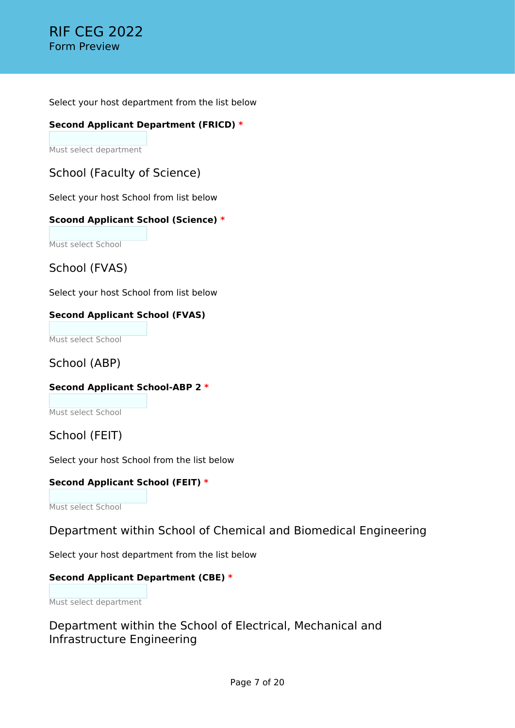Select your host department from the list below

**Second Applicant Department (FRICD)** *

Must select department

## School (Faculty of Science)

Select your host School from list below

**Scoond Applicant School (Science)** *

Must select School

## School (FVAS)

Select your host School from list below

**Second Applicant School (FVAS)**

Must select School

## School (ABP)

**Second Applicant School-ABP 2** *

Must select School

## School (FEIT)

Select your host School from the list below

**Second Applicant School (FEIT)** *

Must select School

## Department within School of Chemical and Biomedical Engineering

Select your host department from the list below

**Second Applicant Department (CBE)** *

Must select department

## Department within the School of Electrical, Mechanical and Infrastructure Engineering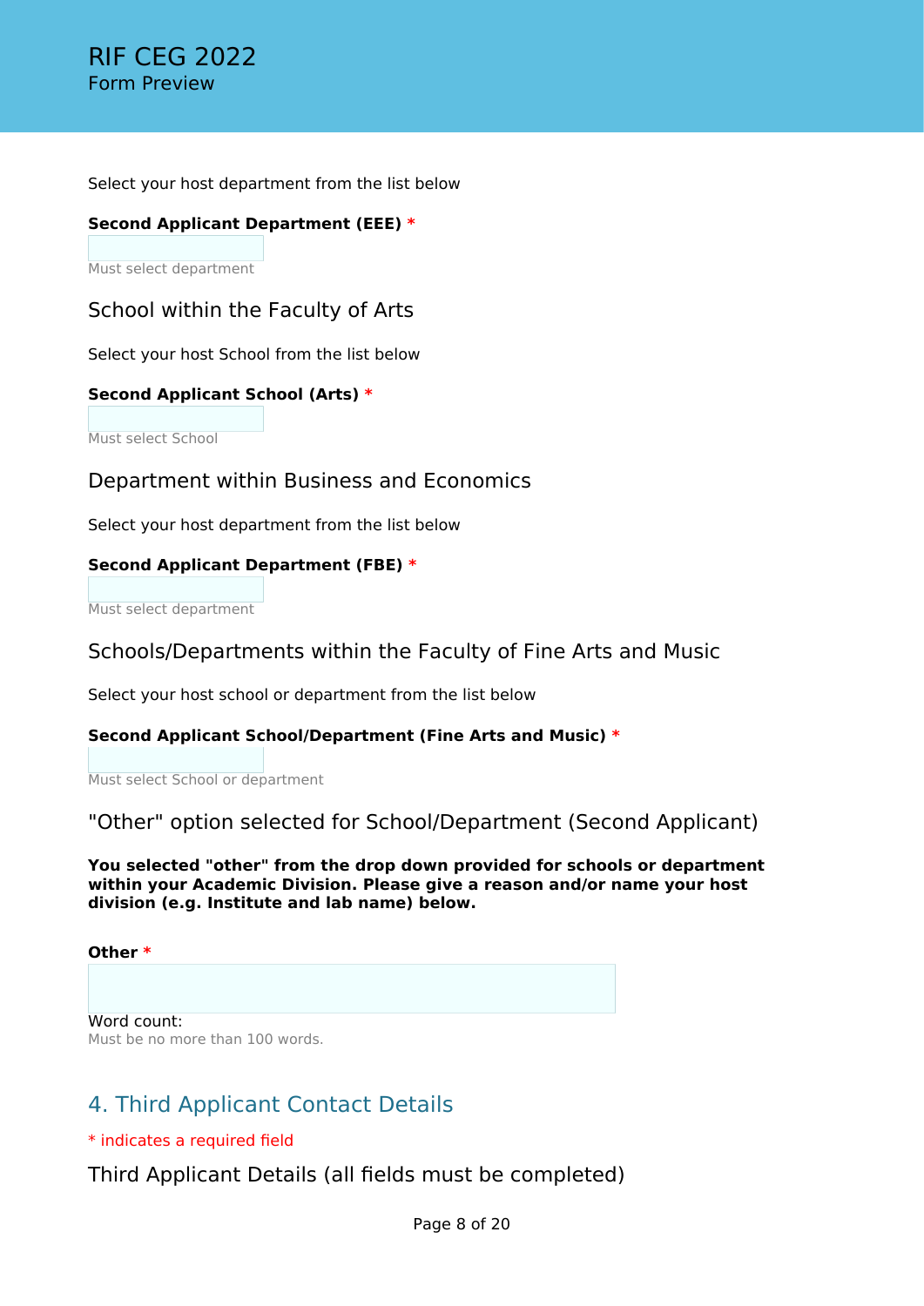Select your host department from the list below

**Second Applicant Department (EEE)** *

Must select department

### School within the Faculty of Arts

Select your host School from the list below

**Second Applicant School (Arts)** *

Must select School

### Department within Business and Economics

Select your host department from the list below

**Second Applicant Department (FBE)** *

Must select department

### Schools/Departments within the Faculty of Fine Arts and Music

Select your host school or department from the list below

**Second Applicant School/Department (Fine Arts and Music)** *

Must select School or department

### "Other" option selected for School/Department (Second Applicant)

**You selected "other" from the drop down provided for schools or department within your Academic Division. Please give a reason and/or name your host division (e.g. Institute and lab name) below.**

**Other** *

Word count:
Must be no more than 100 words.

## 4. Third Applicant Contact Details

* indicates a required field

### Third Applicant Details (all fields must be completed)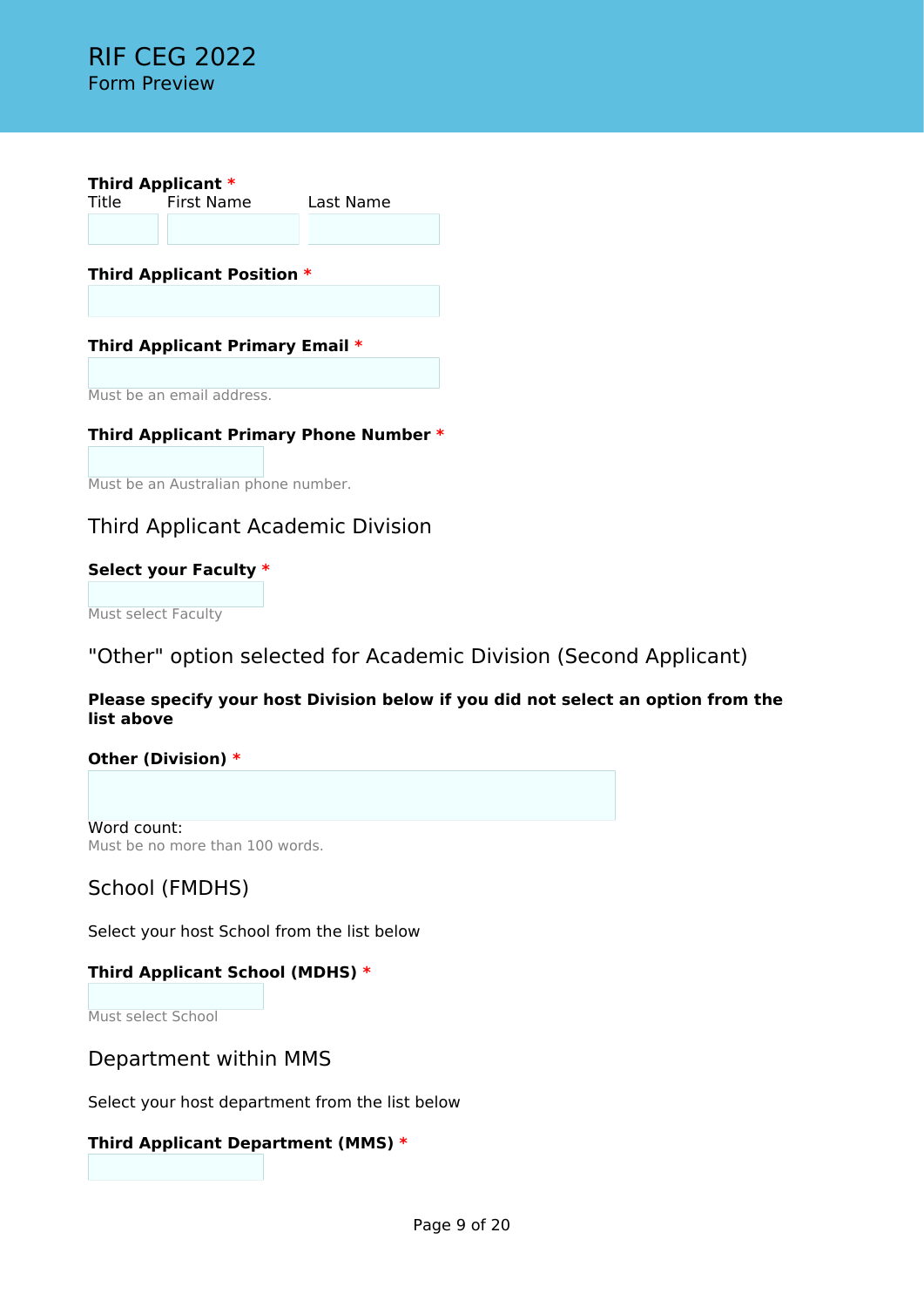**Third Applicant** *

| Title | First Name | Last Name |
|---|---|---|
| | | |

**Third Applicant Position** *

**Third Applicant Primary Email** *

Must be an email address.

**Third Applicant Primary Phone Number** *

Must be an Australian phone number.

## Third Applicant Academic Division

**Select your Faculty** *

Must select Faculty

## "Other" option selected for Academic Division (Second Applicant)

**Please specify your host Division below if you did not select an option from the list above**

**Other (Division)** *

Word count:

Must be no more than 100 words.

## School (FMDHS)

Select your host School from the list below

**Third Applicant School (MDHS)** *

Must select School

## Department within MMS

Select your host department from the list below

**Third Applicant Department (MMS)** *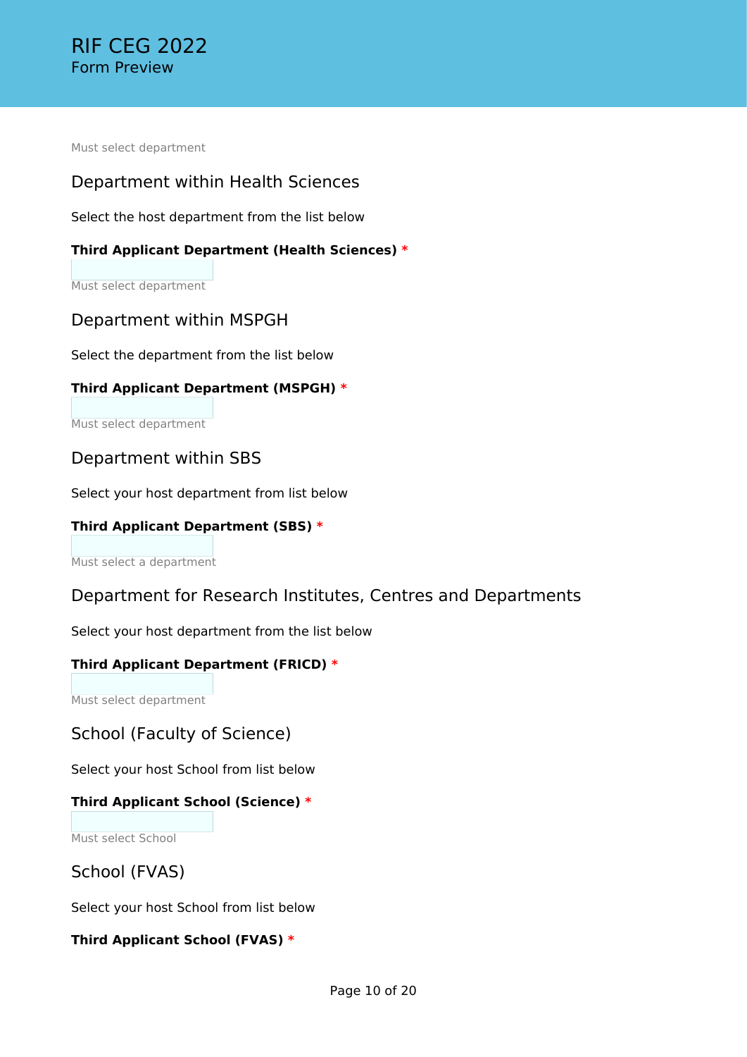Must select department

## Department within Health Sciences

Select the host department from the list below

**Third Applicant Department (Health Sciences)** *

Must select department

## Department within MSPGH

Select the department from the list below

**Third Applicant Department (MSPGH)** *

Must select department

## Department within SBS

Select your host department from list below

**Third Applicant Department (SBS)** *

Must select a department

## Department for Research Institutes, Centres and Departments

Select your host department from the list below

**Third Applicant Department (FRICD)** *

Must select department

## School (Faculty of Science)

Select your host School from list below

**Third Applicant School (Science)** *

Must select School

## School (FVAS)

Select your host School from list below

**Third Applicant School (FVAS)** *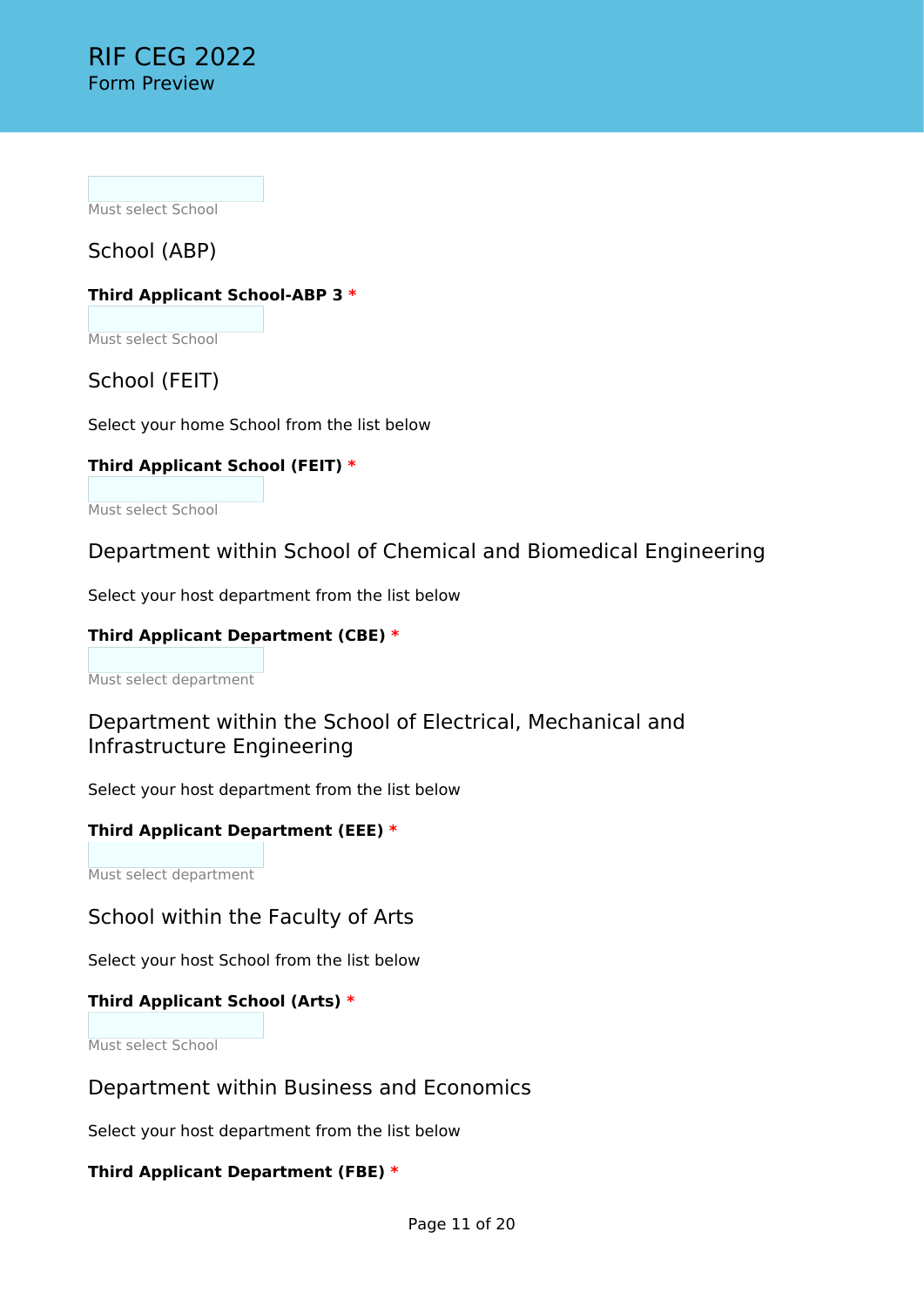Must select School

## School (ABP)

**Third Applicant School-ABP 3** *

Must select School

## School (FEIT)

Select your home School from the list below

**Third Applicant School (FEIT)** *

Must select School

## Department within School of Chemical and Biomedical Engineering

Select your host department from the list below

**Third Applicant Department (CBE)** *

Must select department

## Department within the School of Electrical, Mechanical and Infrastructure Engineering

Select your host department from the list below

**Third Applicant Department (EEE)** *

Must select department

## School within the Faculty of Arts

Select your host School from the list below

**Third Applicant School (Arts)** *

Must select School

## Department within Business and Economics

Select your host department from the list below

**Third Applicant Department (FBE)** *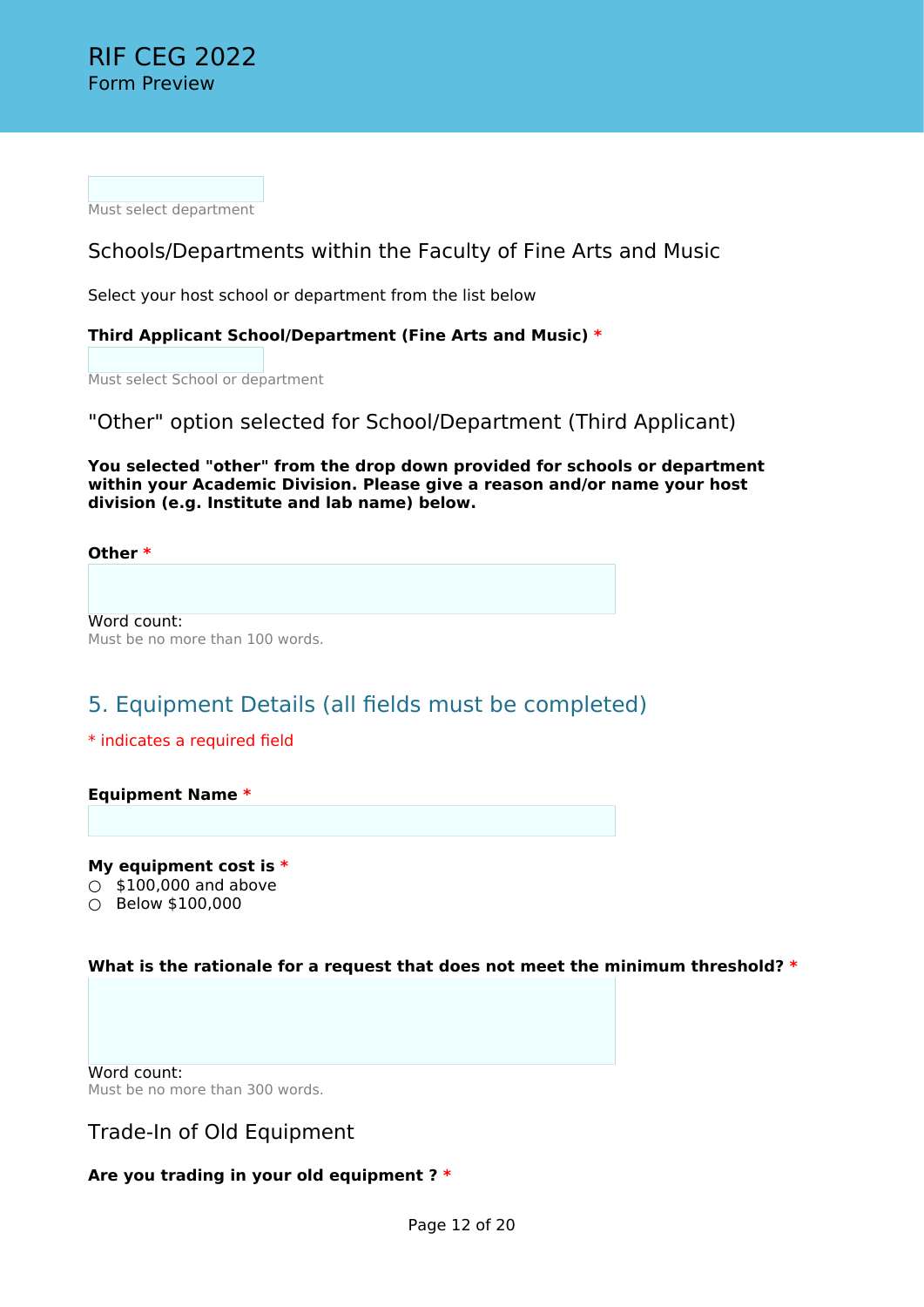# RIF CEG 2022
Form Preview

Must select department

## Schools/Departments within the Faculty of Fine Arts and Music

Select your host school or department from the list below

**Third Applicant School/Department (Fine Arts and Music)** *

Must select School or department

## "Other" option selected for School/Department (Third Applicant)

**You selected "other" from the drop down provided for schools or department within your Academic Division. Please give a reason and/or name your host division (e.g. Institute and lab name) below.**

**Other** *

Word count:
Must be no more than 100 words.

## 5. Equipment Details (all fields must be completed)

* indicates a required field

**Equipment Name** *

**My equipment cost is** *

- ○ $100,000 and above
- ○ Below $100,000

**What is the rationale for a request that does not meet the minimum threshold?** *

Word count:
Must be no more than 300 words.

## Trade-In of Old Equipment

**Are you trading in your old equipment ?** *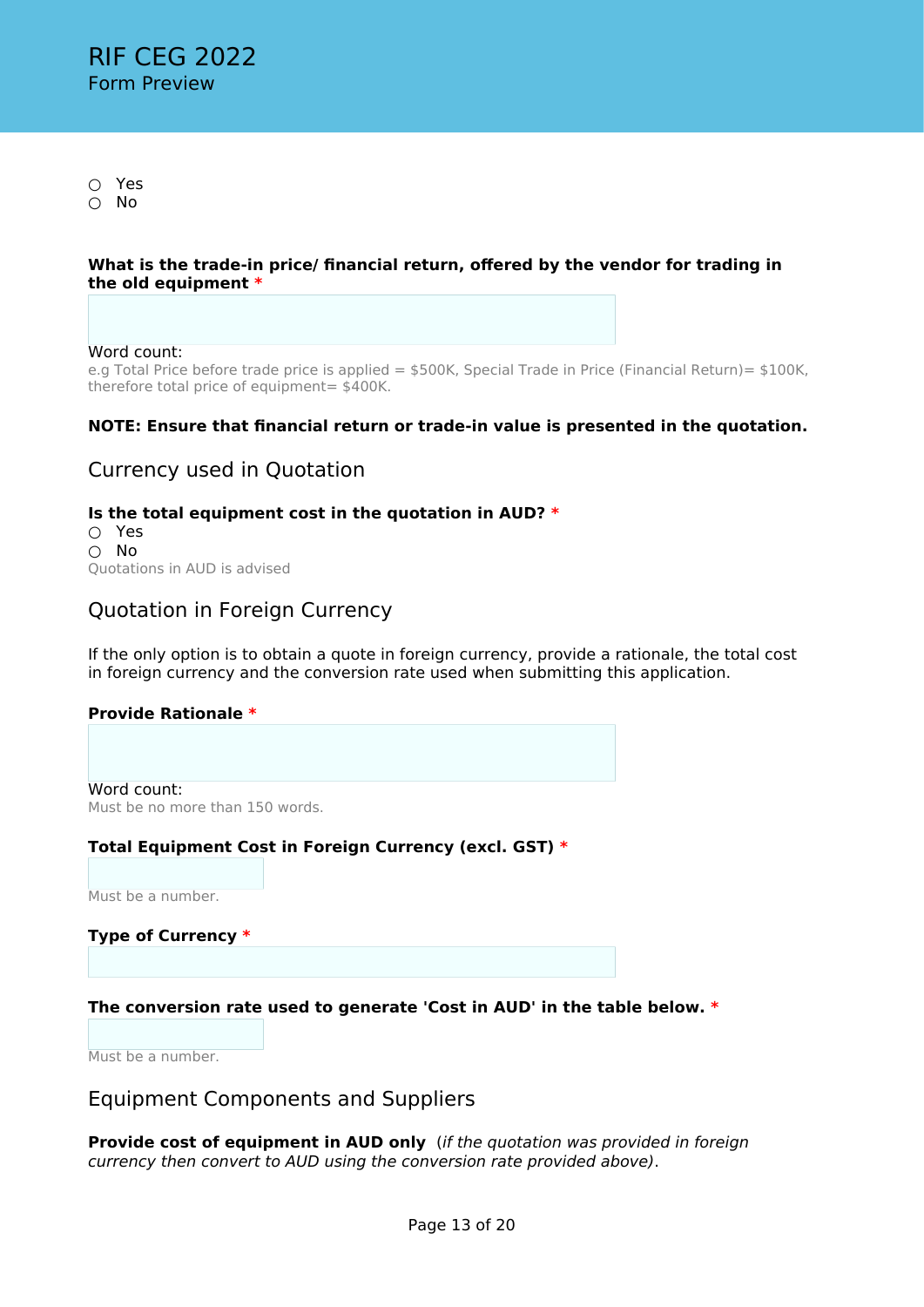○ Yes
○ No

**What is the trade-in price/ financial return, offered by the vendor for trading in the old equipment** *

Word count:
e.g Total Price before trade price is applied = $500K, Special Trade in Price (Financial Return)= $100K, therefore total price of equipment= $400K.

**NOTE: Ensure that financial return or trade-in value is presented in the quotation.**

## Currency used in Quotation

**Is the total equipment cost in the quotation in AUD?** *

○ Yes
○ No

Quotations in AUD is advised

## Quotation in Foreign Currency

If the only option is to obtain a quote in foreign currency, provide a rationale, the total cost in foreign currency and the conversion rate used when submitting this application.

**Provide Rationale** *

Word count:
Must be no more than 150 words.

**Total Equipment Cost in Foreign Currency (excl. GST)** *

Must be a number.

**Type of Currency** *

**The conversion rate used to generate 'Cost in AUD' in the table below.** *

Must be a number.

## Equipment Components and Suppliers

**Provide cost of equipment in AUD only** *(if the quotation was provided in foreign currency then convert to AUD using the conversion rate provided above).*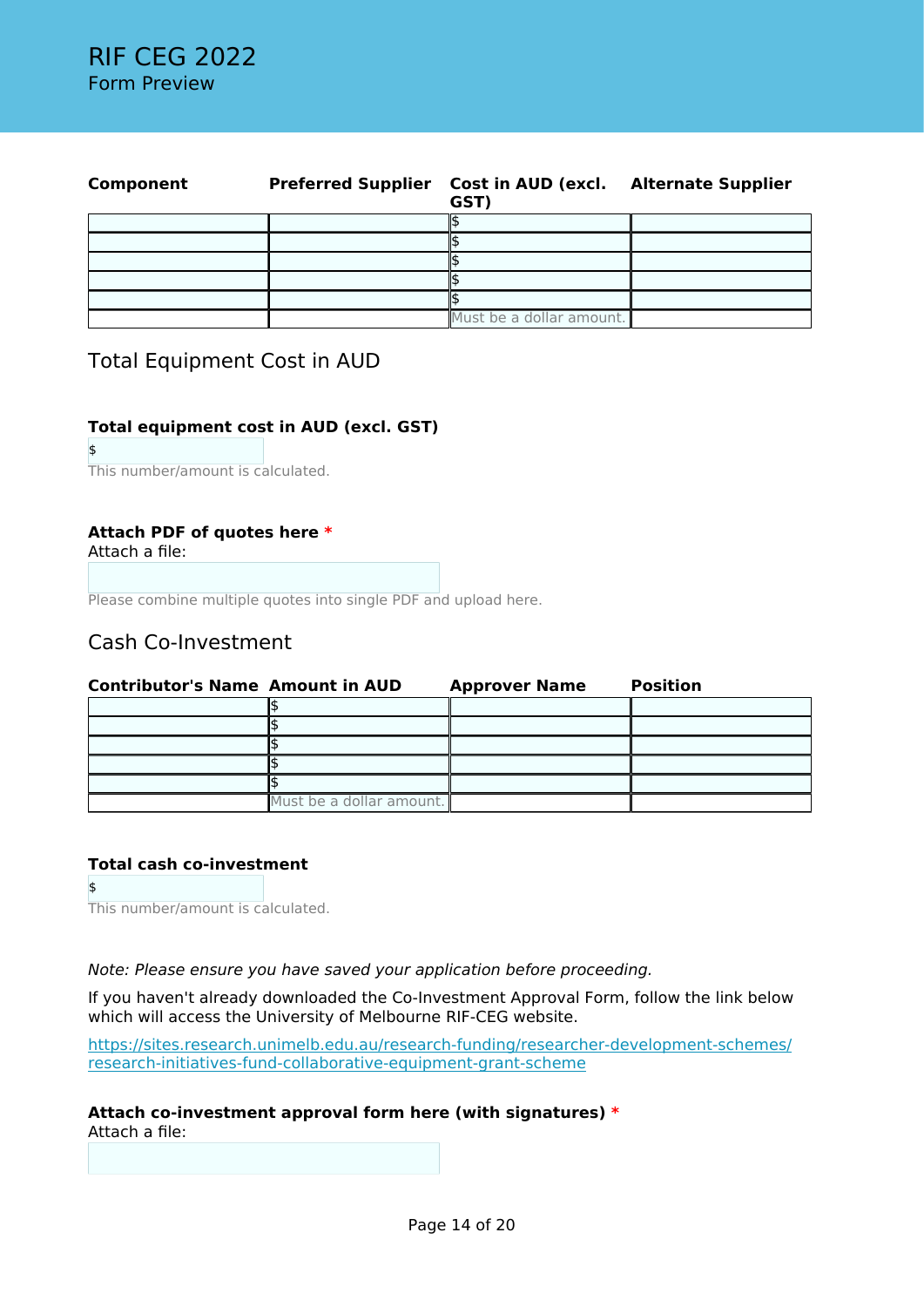RIF CEG 2022
Form Preview

| Component | Preferred Supplier | Cost in AUD (excl. GST) | Alternate Supplier |
|---|---|---|---|
| | | $ | |
| | | $ | |
| | | $ | |
| | | $ | |
| | | $ | |
| | | Must be a dollar amount. | |

## Total Equipment Cost in AUD

**Total equipment cost in AUD (excl. GST)**

$

This number/amount is calculated.

**Attach PDF of quotes here** *

Attach a file:

Please combine multiple quotes into single PDF and upload here.

## Cash Co-Investment

| Contributor's Name | Amount in AUD | Approver Name | Position |
|---|---|---|---|
| | $ | | |
| | $ | | |
| | $ | | |
| | $ | | |
| | $ | | |
| | Must be a dollar amount. | | |

**Total cash co-investment**

$

This number/amount is calculated.

*Note: Please ensure you have saved your application before proceeding.*

If you haven't already downloaded the Co-Investment Approval Form, follow the link below which will access the University of Melbourne RIF-CEG website.

https://sites.research.unimelb.edu.au/research-funding/researcher-development-schemes/research-initiatives-fund-collaborative-equipment-grant-scheme

**Attach co-investment approval form here (with signatures)** *

Attach a file: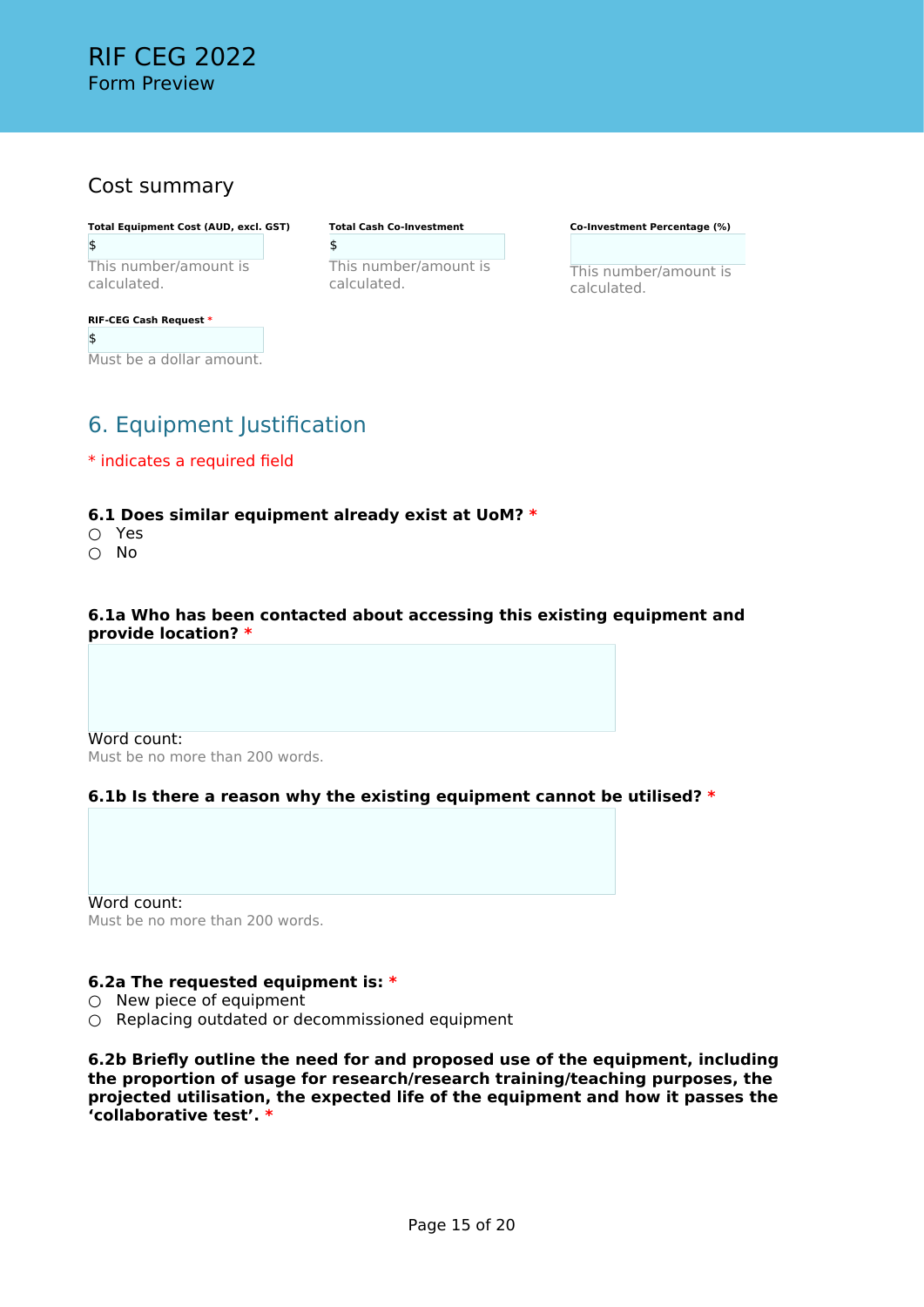## Cost summary

**Total Equipment Cost (AUD, excl. GST)**

$

This number/amount is calculated.

**Total Cash Co-Investment**

$

This number/amount is calculated.

**Co-Investment Percentage (%)**

This number/amount is calculated.

**RIF-CEG Cash Request** *

$

Must be a dollar amount.

## 6. Equipment Justification

* indicates a required field

**6.1 Does similar equipment already exist at UoM?** *

○ Yes
○ No

**6.1a Who has been contacted about accessing this existing equipment and provide location?** *

Word count:
Must be no more than 200 words.

**6.1b Is there a reason why the existing equipment cannot be utilised?** *

Word count:
Must be no more than 200 words.

**6.2a The requested equipment is:** *

○ New piece of equipment
○ Replacing outdated or decommissioned equipment

**6.2b Briefly outline the need for and proposed use of the equipment, including the proportion of usage for research/research training/teaching purposes, the projected utilisation, the expected life of the equipment and how it passes the 'collaborative test'.** *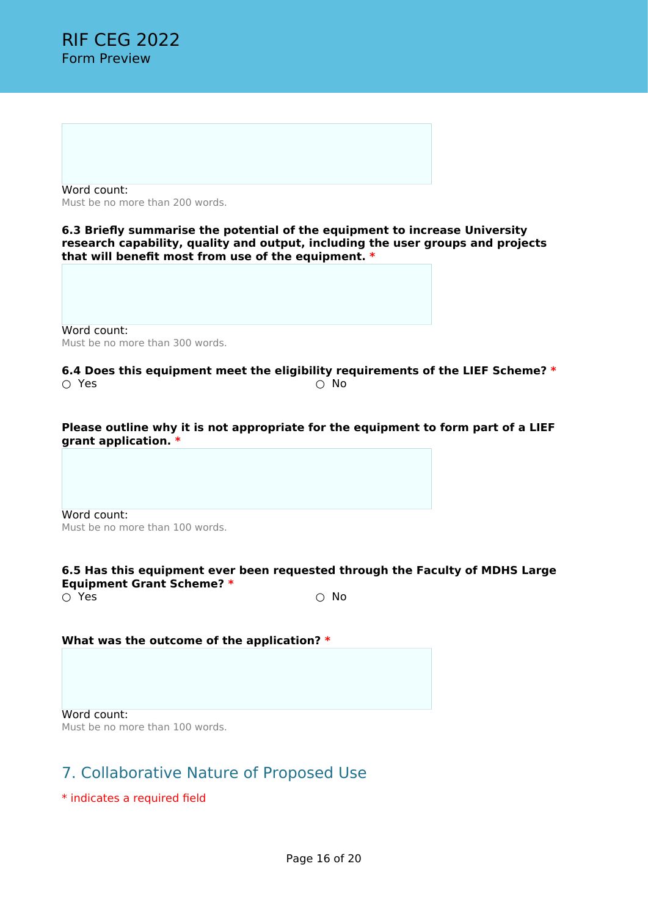Word count:
Must be no more than 200 words.

**6.3 Briefly summarise the potential of the equipment to increase University research capability, quality and output, including the user groups and projects that will benefit most from use of the equipment.** *

Word count:
Must be no more than 300 words.

**6.4 Does this equipment meet the eligibility requirements of the LIEF Scheme?** *

○ Yes ○ No

**Please outline why it is not appropriate for the equipment to form part of a LIEF grant application.** *

Word count:
Must be no more than 100 words.

**6.5 Has this equipment ever been requested through the Faculty of MDHS Large Equipment Grant Scheme?** *

○ Yes ○ No

**What was the outcome of the application?** *

Word count:
Must be no more than 100 words.

## 7. Collaborative Nature of Proposed Use

* indicates a required field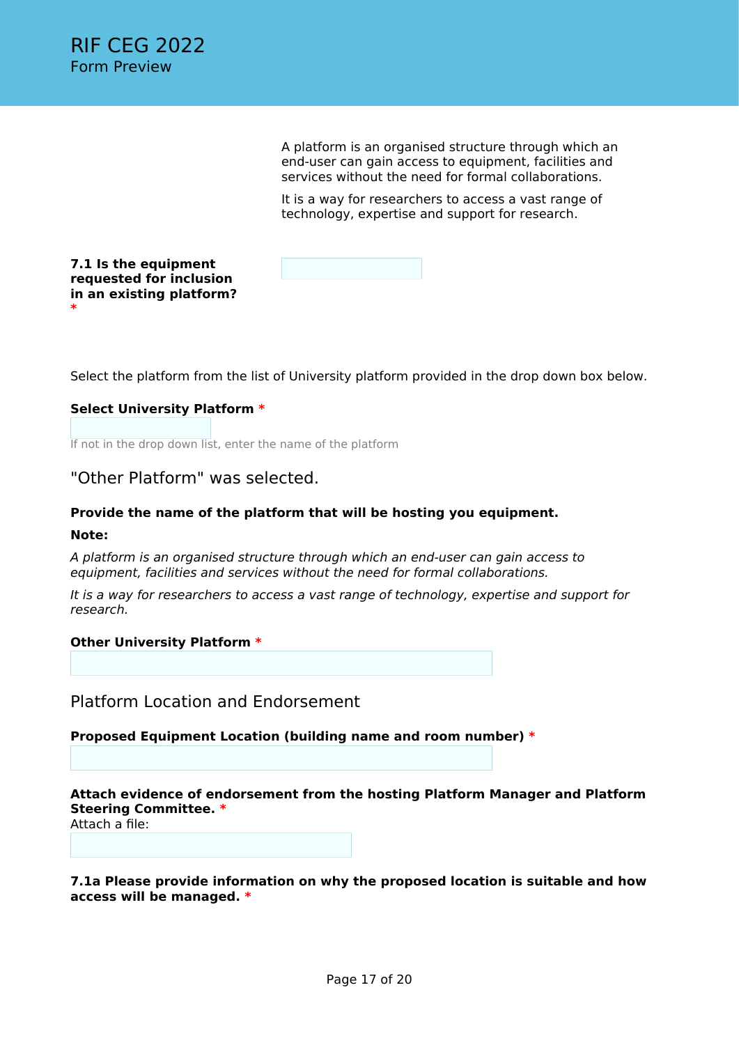A platform is an organised structure through which an end-user can gain access to equipment, facilities and services without the need for formal collaborations.

It is a way for researchers to access a vast range of technology, expertise and support for research.

**7.1 Is the equipment requested for inclusion in an existing platform?** *

Select the platform from the list of University platform provided in the drop down box below.

**Select University Platform** *

If not in the drop down list, enter the name of the platform

## "Other Platform" was selected.

**Provide the name of the platform that will be hosting you equipment.**

**Note:**

*A platform is an organised structure through which an end-user can gain access to equipment, facilities and services without the need for formal collaborations.*

*It is a way for researchers to access a vast range of technology, expertise and support for research.*

**Other University Platform** *

## Platform Location and Endorsement

**Proposed Equipment Location (building name and room number)** *

**Attach evidence of endorsement from the hosting Platform Manager and Platform Steering Committee.** *
Attach a file:

**7.1a Please provide information on why the proposed location is suitable and how access will be managed.** *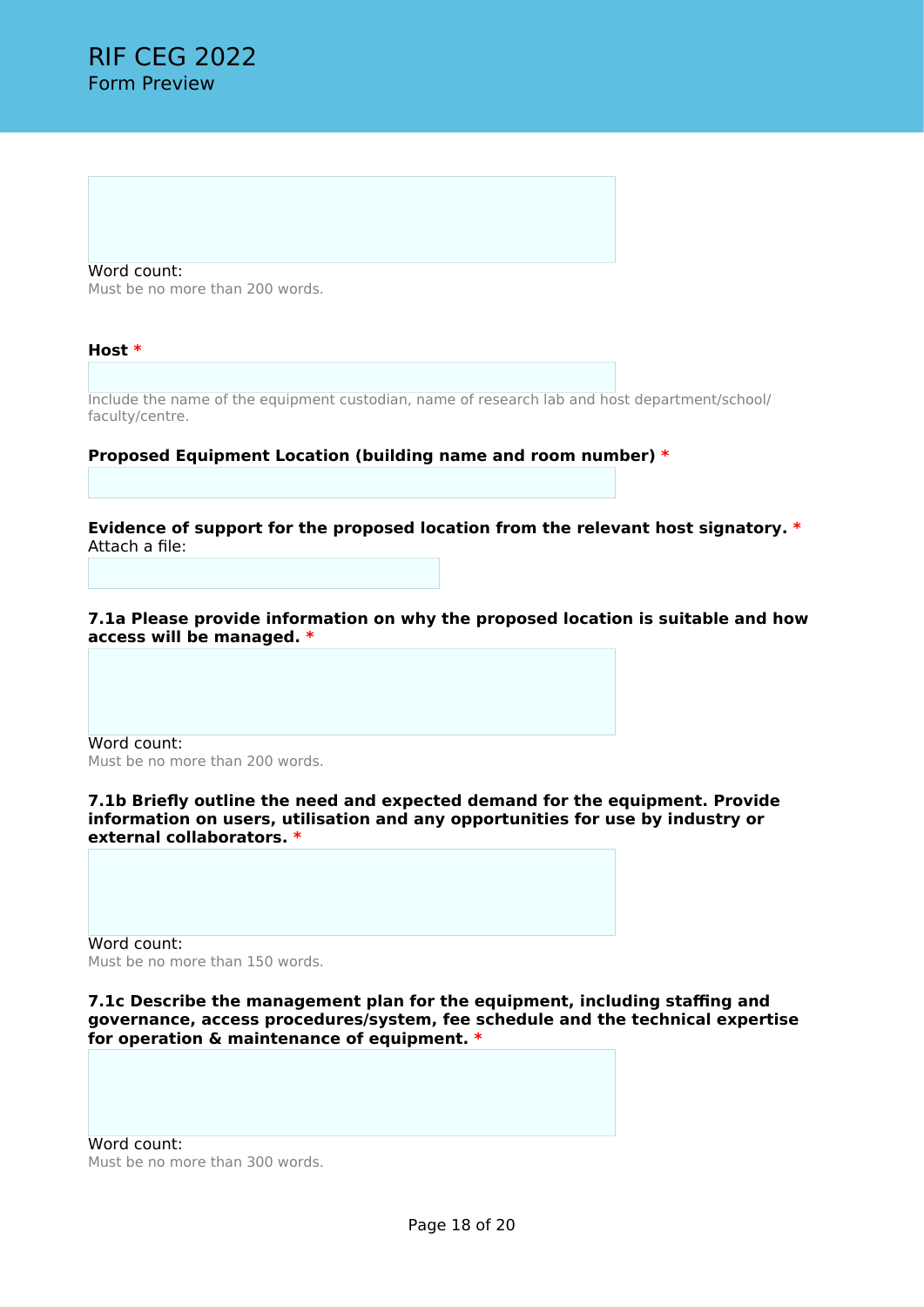Word count:
Must be no more than 200 words.

**Host** *

Include the name of the equipment custodian, name of research lab and host department/school/faculty/centre.

**Proposed Equipment Location (building name and room number)** *

**Evidence of support for the proposed location from the relevant host signatory.** *
Attach a file:

**7.1a Please provide information on why the proposed location is suitable and how access will be managed.** *

Word count:
Must be no more than 200 words.

**7.1b Briefly outline the need and expected demand for the equipment. Provide information on users, utilisation and any opportunities for use by industry or external collaborators.** *

Word count:
Must be no more than 150 words.

**7.1c Describe the management plan for the equipment, including staffing and governance, access procedures/system, fee schedule and the technical expertise for operation & maintenance of equipment.** *

Word count:
Must be no more than 300 words.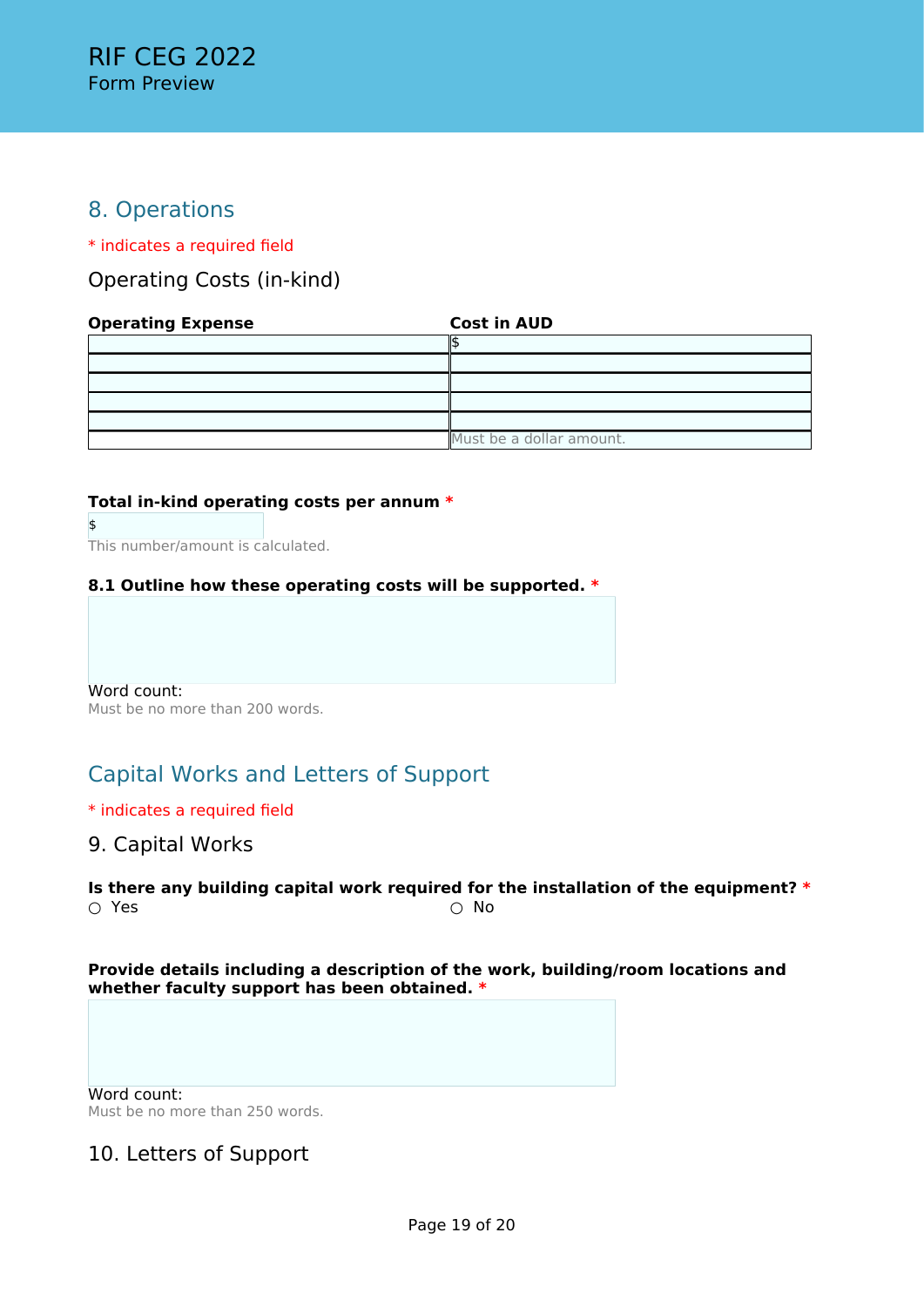RIF CEG 2022
Form Preview

## 8. Operations

* indicates a required field

### Operating Costs (in-kind)

| Operating Expense | Cost in AUD |
|---|---|
| | $ |
| | |
| | |
| | |
| | |
| | Must be a dollar amount. |

**Total in-kind operating costs per annum** *

$

This number/amount is calculated.

**8.1 Outline how these operating costs will be supported.** *

Word count:
Must be no more than 200 words.

## Capital Works and Letters of Support

* indicates a required field

### 9. Capital Works

**Is there any building capital work required for the installation of the equipment?** *

○ Yes ○ No

**Provide details including a description of the work, building/room locations and whether faculty support has been obtained.** *

Word count:
Must be no more than 250 words.

### 10. Letters of Support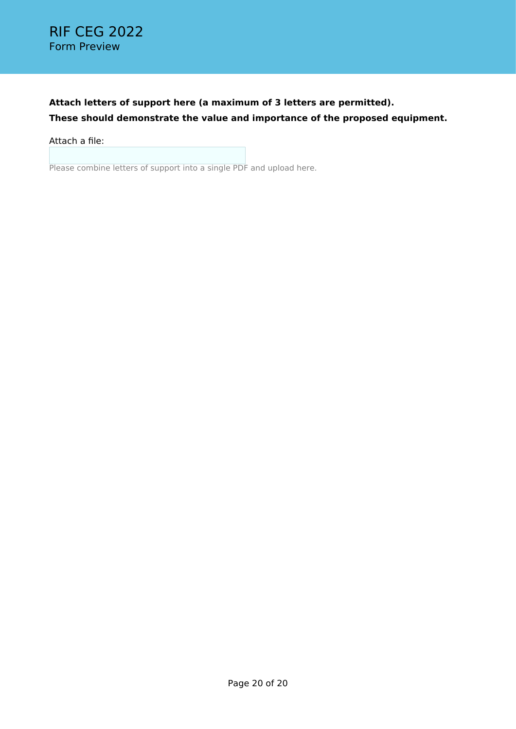**Attach letters of support here (a maximum of 3 letters are permitted).**

**These should demonstrate the value and importance of the proposed equipment.**

Attach a file:

Please combine letters of support into a single PDF and upload here.